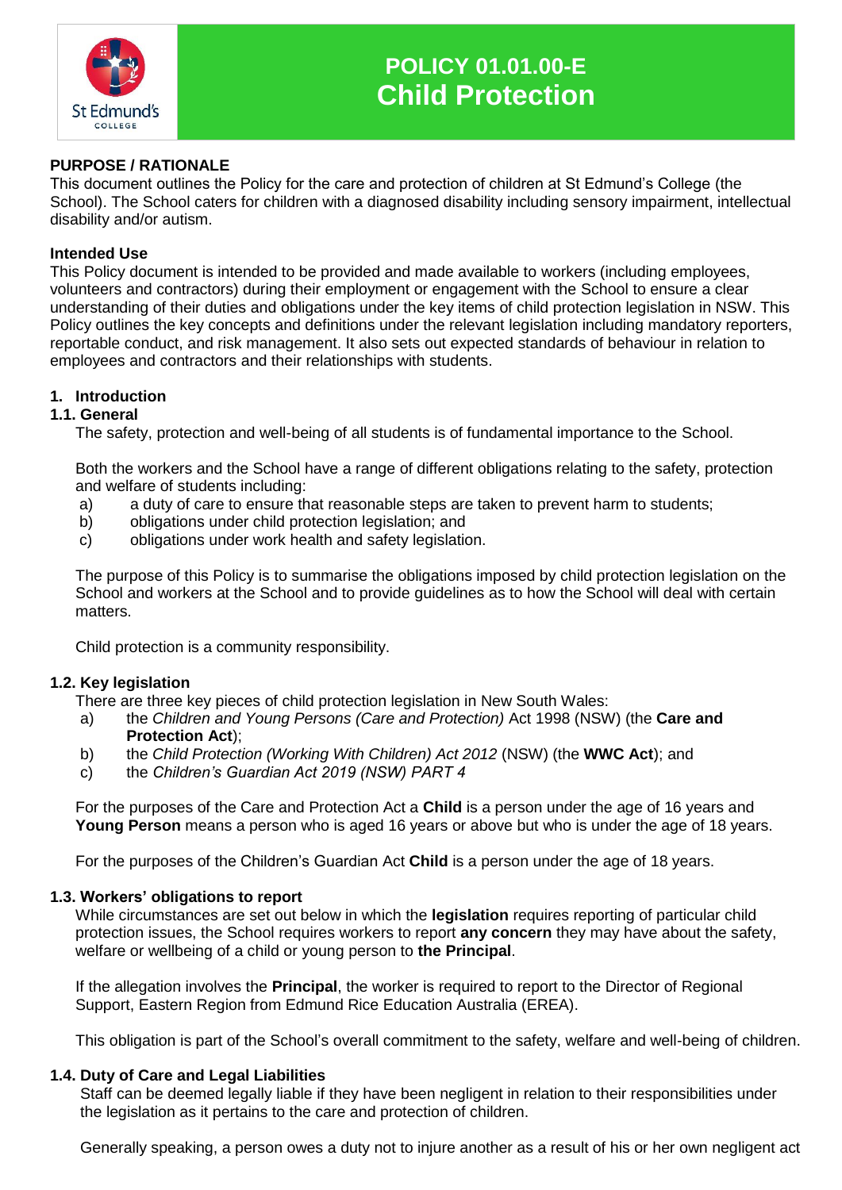# POLICY 01.01.00-E
# Child Protection

**PURPOSE / RATIONALE**

This document outlines the Policy for the care and protection of children at St Edmund's College (the School). The School caters for children with a diagnosed disability including sensory impairment, intellectual disability and/or autism.

**Intended Use**

This Policy document is intended to be provided and made available to workers (including employees, volunteers and contractors) during their employment or engagement with the School to ensure a clear understanding of their duties and obligations under the key items of child protection legislation in NSW. This Policy outlines the key concepts and definitions under the relevant legislation including mandatory reporters, reportable conduct, and risk management. It also sets out expected standards of behaviour in relation to employees and contractors and their relationships with students.

## 1. Introduction

### 1.1. General

The safety, protection and well-being of all students is of fundamental importance to the School.

Both the workers and the School have a range of different obligations relating to the safety, protection and welfare of students including:

a) a duty of care to ensure that reasonable steps are taken to prevent harm to students;
b) obligations under child protection legislation; and
c) obligations under work health and safety legislation.

The purpose of this Policy is to summarise the obligations imposed by child protection legislation on the School and workers at the School and to provide guidelines as to how the School will deal with certain matters.

Child protection is a community responsibility.

### 1.2. Key legislation

There are three key pieces of child protection legislation in New South Wales:

a) the *Children and Young Persons (Care and Protection)* Act 1998 (NSW) (the **Care and Protection Act**);
b) the *Child Protection (Working With Children) Act 2012* (NSW) (the **WWC Act**); and
c) the *Children's Guardian Act 2019 (NSW) PART 4*

For the purposes of the Care and Protection Act a **Child** is a person under the age of 16 years and **Young Person** means a person who is aged 16 years or above but who is under the age of 18 years.

For the purposes of the Children's Guardian Act **Child** is a person under the age of 18 years.

### 1.3. Workers' obligations to report

While circumstances are set out below in which the **legislation** requires reporting of particular child protection issues, the School requires workers to report **any concern** they may have about the safety, welfare or wellbeing of a child or young person to **the Principal**.

If the allegation involves the **Principal**, the worker is required to report to the Director of Regional Support, Eastern Region from Edmund Rice Education Australia (EREA).

This obligation is part of the School's overall commitment to the safety, welfare and well-being of children.

### 1.4. Duty of Care and Legal Liabilities

Staff can be deemed legally liable if they have been negligent in relation to their responsibilities under the legislation as it pertains to the care and protection of children.

Generally speaking, a person owes a duty not to injure another as a result of his or her own negligent act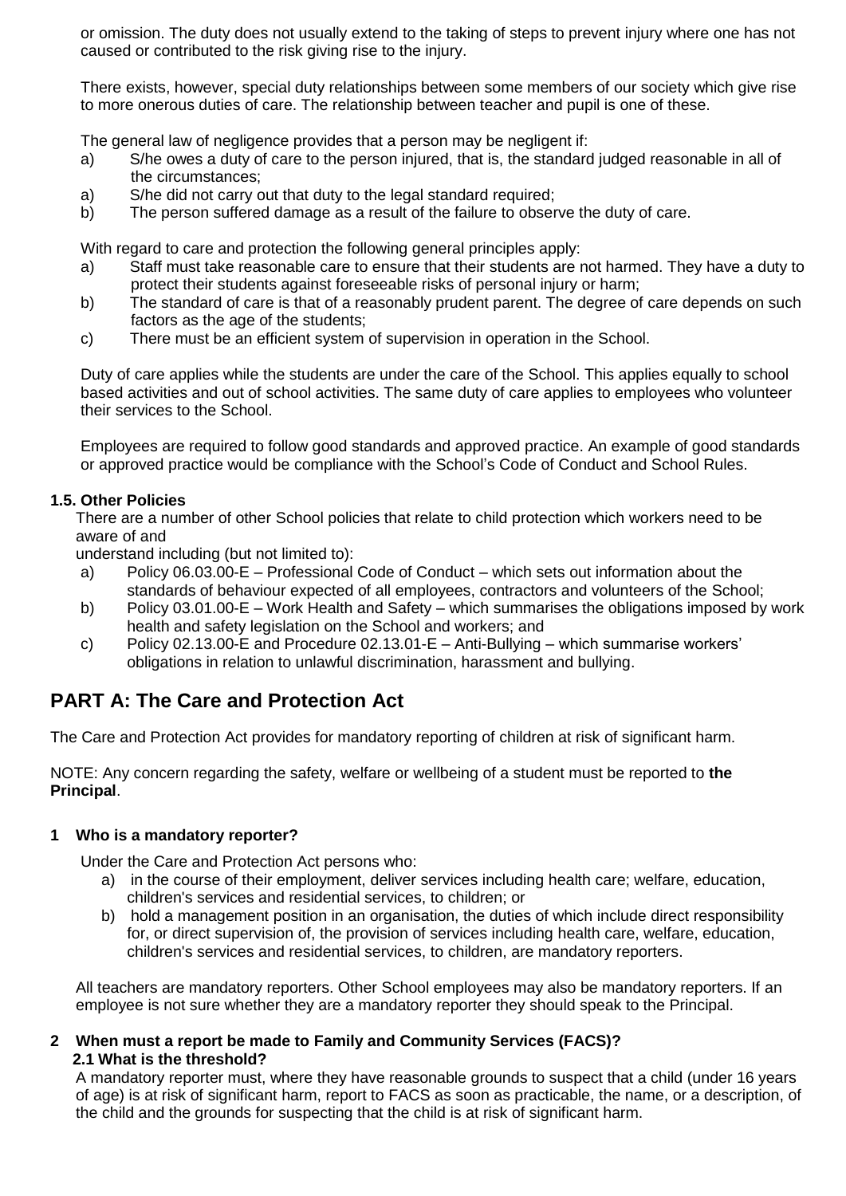or omission. The duty does not usually extend to the taking of steps to prevent injury where one has not caused or contributed to the risk giving rise to the injury.

There exists, however, special duty relationships between some members of our society which give rise to more onerous duties of care. The relationship between teacher and pupil is one of these.

The general law of negligence provides that a person may be negligent if:

a) S/he owes a duty of care to the person injured, that is, the standard judged reasonable in all of the circumstances;
a) S/he did not carry out that duty to the legal standard required;
b) The person suffered damage as a result of the failure to observe the duty of care.

With regard to care and protection the following general principles apply:

a) Staff must take reasonable care to ensure that their students are not harmed. They have a duty to protect their students against foreseeable risks of personal injury or harm;
b) The standard of care is that of a reasonably prudent parent. The degree of care depends on such factors as the age of the students;
c) There must be an efficient system of supervision in operation in the School.

Duty of care applies while the students are under the care of the School. This applies equally to school based activities and out of school activities. The same duty of care applies to employees who volunteer their services to the School.

Employees are required to follow good standards and approved practice. An example of good standards or approved practice would be compliance with the School's Code of Conduct and School Rules.

#### 1.5. Other Policies

There are a number of other School policies that relate to child protection which workers need to be aware of and
understand including (but not limited to):

a) Policy 06.03.00-E – Professional Code of Conduct – which sets out information about the standards of behaviour expected of all employees, contractors and volunteers of the School;
b) Policy 03.01.00-E – Work Health and Safety – which summarises the obligations imposed by work health and safety legislation on the School and workers; and
c) Policy 02.13.00-E and Procedure 02.13.01-E – Anti-Bullying – which summarise workers' obligations in relation to unlawful discrimination, harassment and bullying.

## PART A: The Care and Protection Act

The Care and Protection Act provides for mandatory reporting of children at risk of significant harm.

NOTE: Any concern regarding the safety, welfare or wellbeing of a student must be reported to **the Principal**.

#### 1 Who is a mandatory reporter?

Under the Care and Protection Act persons who:

a) in the course of their employment, deliver services including health care; welfare, education, children's services and residential services, to children; or
b) hold a management position in an organisation, the duties of which include direct responsibility for, or direct supervision of, the provision of services including health care, welfare, education, children's services and residential services, to children, are mandatory reporters.

All teachers are mandatory reporters. Other School employees may also be mandatory reporters. If an employee is not sure whether they are a mandatory reporter they should speak to the Principal.

#### 2 When must a report be made to Family and Community Services (FACS)?

#### 2.1 What is the threshold?

A mandatory reporter must, where they have reasonable grounds to suspect that a child (under 16 years of age) is at risk of significant harm, report to FACS as soon as practicable, the name, or a description, of the child and the grounds for suspecting that the child is at risk of significant harm.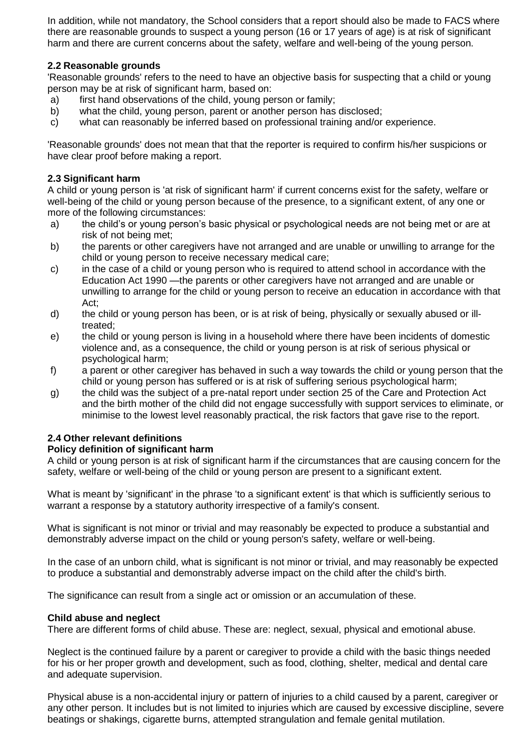In addition, while not mandatory, the School considers that a report should also be made to FACS where there are reasonable grounds to suspect a young person (16 or 17 years of age) is at risk of significant harm and there are current concerns about the safety, welfare and well-being of the young person.

### 2.2 Reasonable grounds

'Reasonable grounds' refers to the need to have an objective basis for suspecting that a child or young person may be at risk of significant harm, based on:

a) first hand observations of the child, young person or family;
b) what the child, young person, parent or another person has disclosed;
c) what can reasonably be inferred based on professional training and/or experience.

'Reasonable grounds' does not mean that that the reporter is required to confirm his/her suspicions or have clear proof before making a report.

### 2.3 Significant harm

A child or young person is 'at risk of significant harm' if current concerns exist for the safety, welfare or well-being of the child or young person because of the presence, to a significant extent, of any one or more of the following circumstances:

a) the child's or young person's basic physical or psychological needs are not being met or are at risk of not being met;
b) the parents or other caregivers have not arranged and are unable or unwilling to arrange for the child or young person to receive necessary medical care;
c) in the case of a child or young person who is required to attend school in accordance with the Education Act 1990 —the parents or other caregivers have not arranged and are unable or unwilling to arrange for the child or young person to receive an education in accordance with that Act;
d) the child or young person has been, or is at risk of being, physically or sexually abused or ill-treated;
e) the child or young person is living in a household where there have been incidents of domestic violence and, as a consequence, the child or young person is at risk of serious physical or psychological harm;
f) a parent or other caregiver has behaved in such a way towards the child or young person that the child or young person has suffered or is at risk of suffering serious psychological harm;
g) the child was the subject of a pre-natal report under section 25 of the Care and Protection Act and the birth mother of the child did not engage successfully with support services to eliminate, or minimise to the lowest level reasonably practical, the risk factors that gave rise to the report.

### 2.4 Other relevant definitions

**Policy definition of significant harm**

A child or young person is at risk of significant harm if the circumstances that are causing concern for the safety, welfare or well-being of the child or young person are present to a significant extent.

What is meant by 'significant' in the phrase 'to a significant extent' is that which is sufficiently serious to warrant a response by a statutory authority irrespective of a family's consent.

What is significant is not minor or trivial and may reasonably be expected to produce a substantial and demonstrably adverse impact on the child or young person's safety, welfare or well-being.

In the case of an unborn child, what is significant is not minor or trivial, and may reasonably be expected to produce a substantial and demonstrably adverse impact on the child after the child's birth.

The significance can result from a single act or omission or an accumulation of these.

**Child abuse and neglect**

There are different forms of child abuse. These are: neglect, sexual, physical and emotional abuse.

Neglect is the continued failure by a parent or caregiver to provide a child with the basic things needed for his or her proper growth and development, such as food, clothing, shelter, medical and dental care and adequate supervision.

Physical abuse is a non-accidental injury or pattern of injuries to a child caused by a parent, caregiver or any other person. It includes but is not limited to injuries which are caused by excessive discipline, severe beatings or shakings, cigarette burns, attempted strangulation and female genital mutilation.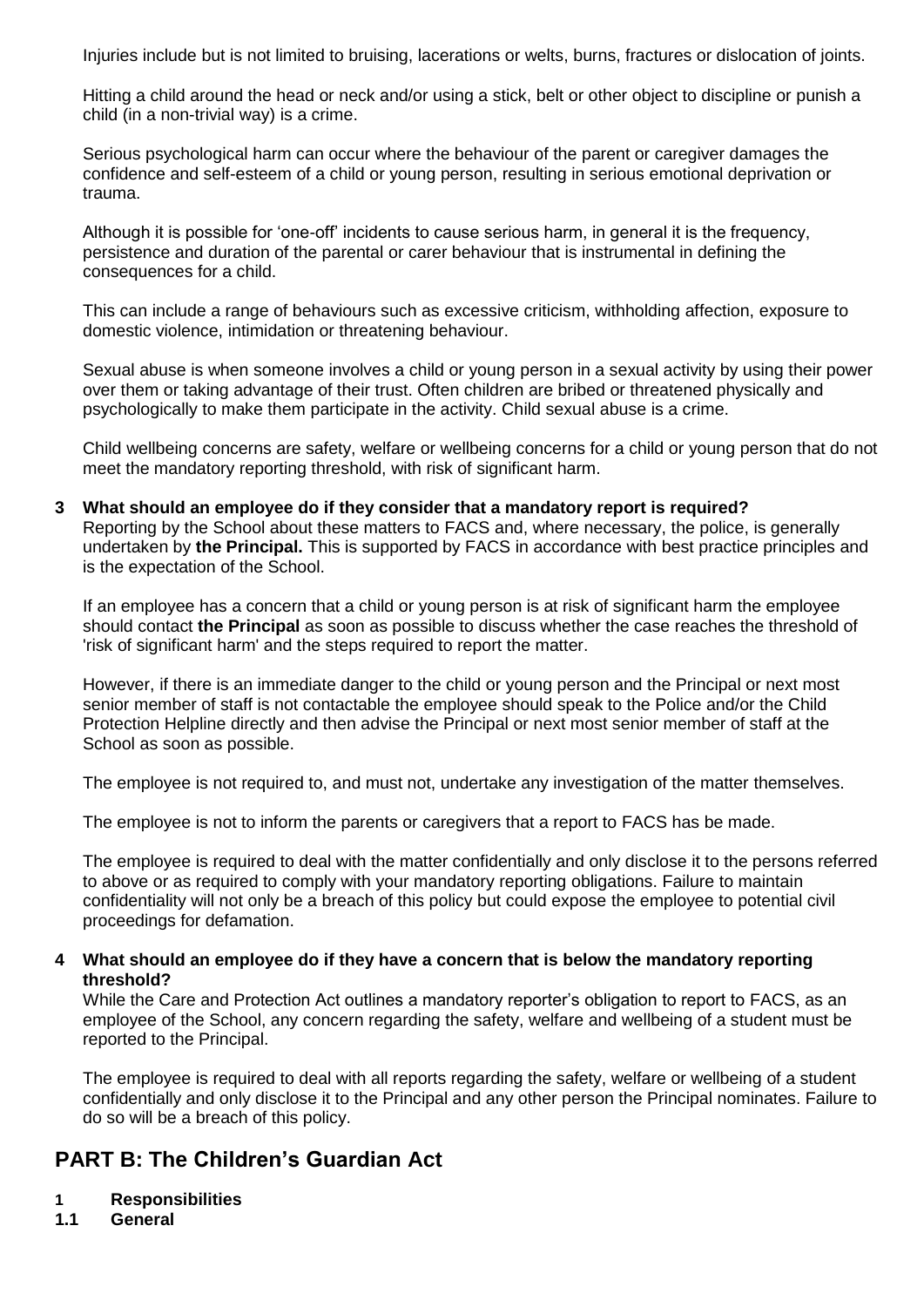Injuries include but is not limited to bruising, lacerations or welts, burns, fractures or dislocation of joints.

Hitting a child around the head or neck and/or using a stick, belt or other object to discipline or punish a child (in a non-trivial way) is a crime.

Serious psychological harm can occur where the behaviour of the parent or caregiver damages the confidence and self-esteem of a child or young person, resulting in serious emotional deprivation or trauma.

Although it is possible for 'one-off' incidents to cause serious harm, in general it is the frequency, persistence and duration of the parental or carer behaviour that is instrumental in defining the consequences for a child.

This can include a range of behaviours such as excessive criticism, withholding affection, exposure to domestic violence, intimidation or threatening behaviour.

Sexual abuse is when someone involves a child or young person in a sexual activity by using their power over them or taking advantage of their trust. Often children are bribed or threatened physically and psychologically to make them participate in the activity. Child sexual abuse is a crime.

Child wellbeing concerns are safety, welfare or wellbeing concerns for a child or young person that do not meet the mandatory reporting threshold, with risk of significant harm.

**3 What should an employee do if they consider that a mandatory report is required?**

Reporting by the School about these matters to FACS and, where necessary, the police, is generally undertaken by **the Principal.** This is supported by FACS in accordance with best practice principles and is the expectation of the School.

If an employee has a concern that a child or young person is at risk of significant harm the employee should contact **the Principal** as soon as possible to discuss whether the case reaches the threshold of 'risk of significant harm' and the steps required to report the matter.

However, if there is an immediate danger to the child or young person and the Principal or next most senior member of staff is not contactable the employee should speak to the Police and/or the Child Protection Helpline directly and then advise the Principal or next most senior member of staff at the School as soon as possible.

The employee is not required to, and must not, undertake any investigation of the matter themselves.

The employee is not to inform the parents or caregivers that a report to FACS has be made.

The employee is required to deal with the matter confidentially and only disclose it to the persons referred to above or as required to comply with your mandatory reporting obligations. Failure to maintain confidentiality will not only be a breach of this policy but could expose the employee to potential civil proceedings for defamation.

**4 What should an employee do if they have a concern that is below the mandatory reporting threshold?**

While the Care and Protection Act outlines a mandatory reporter's obligation to report to FACS, as an employee of the School, any concern regarding the safety, welfare and wellbeing of a student must be reported to the Principal.

The employee is required to deal with all reports regarding the safety, welfare or wellbeing of a student confidentially and only disclose it to the Principal and any other person the Principal nominates. Failure to do so will be a breach of this policy.

## PART B: The Children's Guardian Act

**1 Responsibilities**

**1.1 General**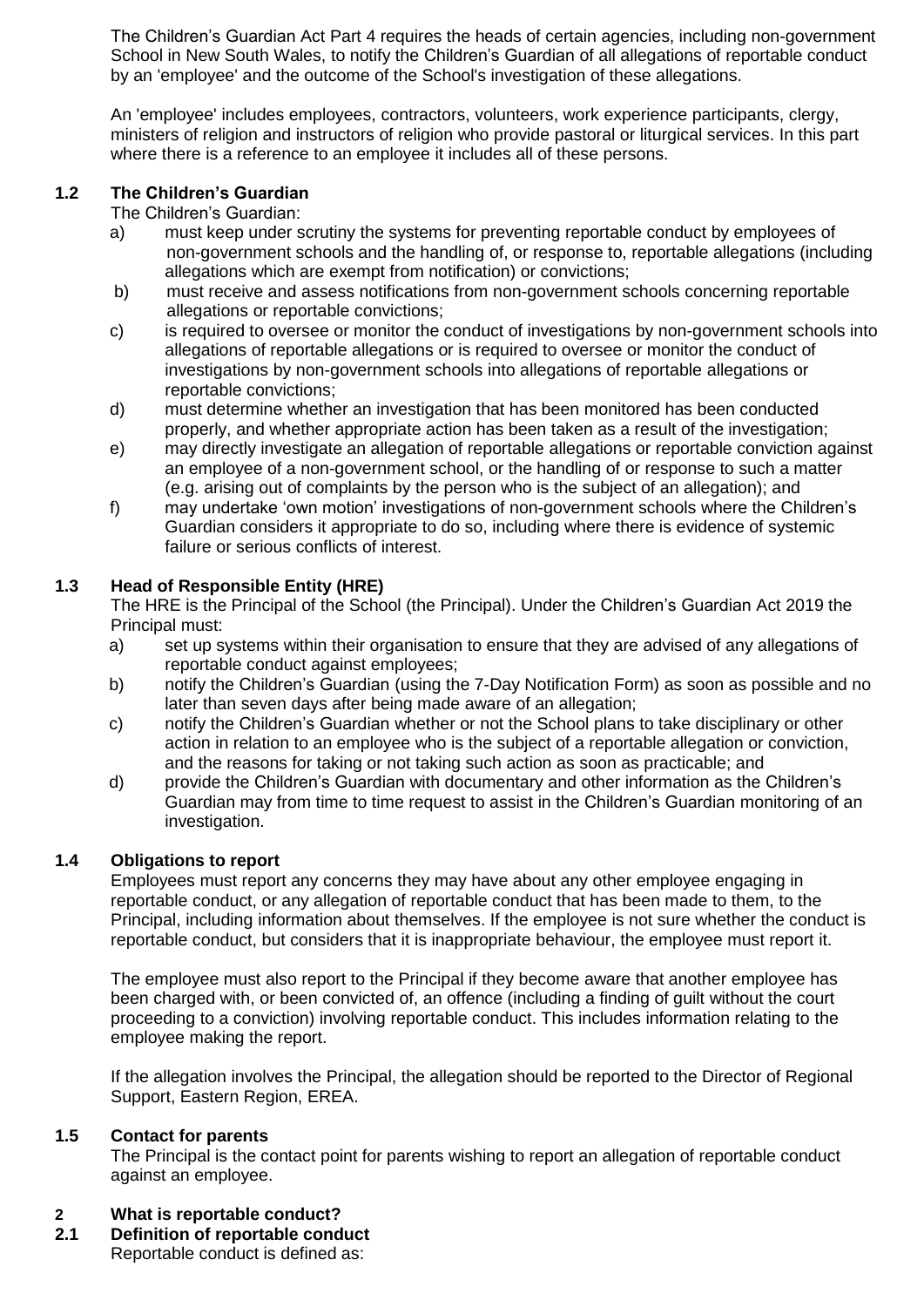The Children's Guardian Act Part 4 requires the heads of certain agencies, including non-government School in New South Wales, to notify the Children's Guardian of all allegations of reportable conduct by an 'employee' and the outcome of the School's investigation of these allegations.

An 'employee' includes employees, contractors, volunteers, work experience participants, clergy, ministers of religion and instructors of religion who provide pastoral or liturgical services. In this part where there is a reference to an employee it includes all of these persons.

### 1.2 The Children's Guardian

The Children's Guardian:

a) must keep under scrutiny the systems for preventing reportable conduct by employees of non-government schools and the handling of, or response to, reportable allegations (including allegations which are exempt from notification) or convictions;

b) must receive and assess notifications from non-government schools concerning reportable allegations or reportable convictions;

c) is required to oversee or monitor the conduct of investigations by non-government schools into allegations of reportable allegations or is required to oversee or monitor the conduct of investigations by non-government schools into allegations of reportable allegations or reportable convictions;

d) must determine whether an investigation that has been monitored has been conducted properly, and whether appropriate action has been taken as a result of the investigation;

e) may directly investigate an allegation of reportable allegations or reportable conviction against an employee of a non-government school, or the handling of or response to such a matter (e.g. arising out of complaints by the person who is the subject of an allegation); and

f) may undertake 'own motion' investigations of non-government schools where the Children's Guardian considers it appropriate to do so, including where there is evidence of systemic failure or serious conflicts of interest.

### 1.3 Head of Responsible Entity (HRE)

The HRE is the Principal of the School (the Principal). Under the Children's Guardian Act 2019 the Principal must:

a) set up systems within their organisation to ensure that they are advised of any allegations of reportable conduct against employees;

b) notify the Children's Guardian (using the 7-Day Notification Form) as soon as possible and no later than seven days after being made aware of an allegation;

c) notify the Children's Guardian whether or not the School plans to take disciplinary or other action in relation to an employee who is the subject of a reportable allegation or conviction, and the reasons for taking or not taking such action as soon as practicable; and

d) provide the Children's Guardian with documentary and other information as the Children's Guardian may from time to time request to assist in the Children's Guardian monitoring of an investigation.

### 1.4 Obligations to report

Employees must report any concerns they may have about any other employee engaging in reportable conduct, or any allegation of reportable conduct that has been made to them, to the Principal, including information about themselves. If the employee is not sure whether the conduct is reportable conduct, but considers that it is inappropriate behaviour, the employee must report it.

The employee must also report to the Principal if they become aware that another employee has been charged with, or been convicted of, an offence (including a finding of guilt without the court proceeding to a conviction) involving reportable conduct. This includes information relating to the employee making the report.

If the allegation involves the Principal, the allegation should be reported to the Director of Regional Support, Eastern Region, EREA.

### 1.5 Contact for parents

The Principal is the contact point for parents wishing to report an allegation of reportable conduct against an employee.

## 2 What is reportable conduct?

### 2.1 Definition of reportable conduct

Reportable conduct is defined as: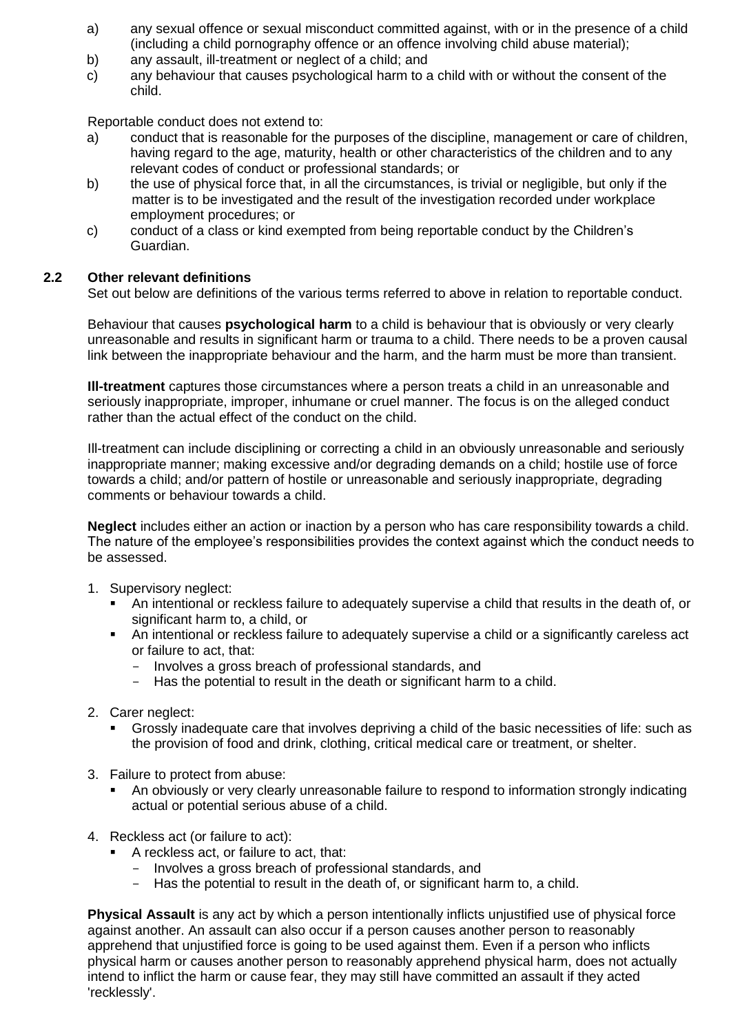a) any sexual offence or sexual misconduct committed against, with or in the presence of a child (including a child pornography offence or an offence involving child abuse material);
b) any assault, ill-treatment or neglect of a child; and
c) any behaviour that causes psychological harm to a child with or without the consent of the child.

Reportable conduct does not extend to:

a) conduct that is reasonable for the purposes of the discipline, management or care of children, having regard to the age, maturity, health or other characteristics of the children and to any relevant codes of conduct or professional standards; or
b) the use of physical force that, in all the circumstances, is trivial or negligible, but only if the matter is to be investigated and the result of the investigation recorded under workplace employment procedures; or
c) conduct of a class or kind exempted from being reportable conduct by the Children's Guardian.

## 2.2 Other relevant definitions

Set out below are definitions of the various terms referred to above in relation to reportable conduct.

Behaviour that causes **psychological harm** to a child is behaviour that is obviously or very clearly unreasonable and results in significant harm or trauma to a child. There needs to be a proven causal link between the inappropriate behaviour and the harm, and the harm must be more than transient.

**Ill-treatment** captures those circumstances where a person treats a child in an unreasonable and seriously inappropriate, improper, inhumane or cruel manner. The focus is on the alleged conduct rather than the actual effect of the conduct on the child.

Ill-treatment can include disciplining or correcting a child in an obviously unreasonable and seriously inappropriate manner; making excessive and/or degrading demands on a child; hostile use of force towards a child; and/or pattern of hostile or unreasonable and seriously inappropriate, degrading comments or behaviour towards a child.

**Neglect** includes either an action or inaction by a person who has care responsibility towards a child. The nature of the employee's responsibilities provides the context against which the conduct needs to be assessed.

1. Supervisory neglect:
   - An intentional or reckless failure to adequately supervise a child that results in the death of, or significant harm to, a child, or
   - An intentional or reckless failure to adequately supervise a child or a significantly careless act or failure to act, that:
     - Involves a gross breach of professional standards, and
     - Has the potential to result in the death or significant harm to a child.
2. Carer neglect:
   - Grossly inadequate care that involves depriving a child of the basic necessities of life: such as the provision of food and drink, clothing, critical medical care or treatment, or shelter.
3. Failure to protect from abuse:
   - An obviously or very clearly unreasonable failure to respond to information strongly indicating actual or potential serious abuse of a child.
4. Reckless act (or failure to act):
   - A reckless act, or failure to act, that:
     - Involves a gross breach of professional standards, and
     - Has the potential to result in the death of, or significant harm to, a child.

**Physical Assault** is any act by which a person intentionally inflicts unjustified use of physical force against another. An assault can also occur if a person causes another person to reasonably apprehend that unjustified force is going to be used against them. Even if a person who inflicts physical harm or causes another person to reasonably apprehend physical harm, does not actually intend to inflict the harm or cause fear, they may still have committed an assault if they acted 'recklessly'.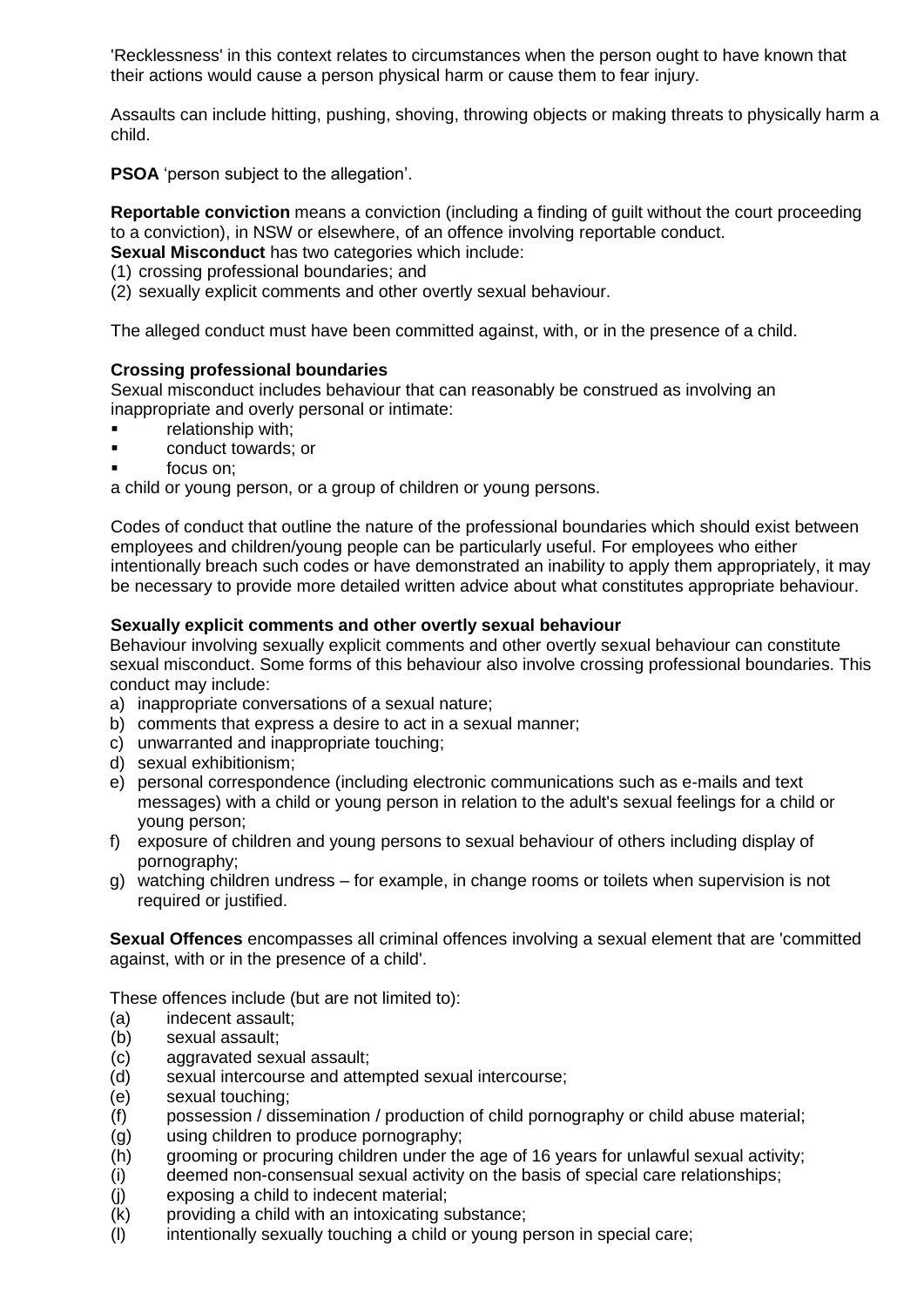'Recklessness' in this context relates to circumstances when the person ought to have known that their actions would cause a person physical harm or cause them to fear injury.

Assaults can include hitting, pushing, shoving, throwing objects or making threats to physically harm a child.

**PSOA** 'person subject to the allegation'.

**Reportable conviction** means a conviction (including a finding of guilt without the court proceeding to a conviction), in NSW or elsewhere, of an offence involving reportable conduct.
**Sexual Misconduct** has two categories which include:
(1) crossing professional boundaries; and
(2) sexually explicit comments and other overtly sexual behaviour.

The alleged conduct must have been committed against, with, or in the presence of a child.

**Crossing professional boundaries**
Sexual misconduct includes behaviour that can reasonably be construed as involving an inappropriate and overly personal or intimate:

- relationship with;
- conduct towards; or
- focus on;

a child or young person, or a group of children or young persons.

Codes of conduct that outline the nature of the professional boundaries which should exist between employees and children/young people can be particularly useful. For employees who either intentionally breach such codes or have demonstrated an inability to apply them appropriately, it may be necessary to provide more detailed written advice about what constitutes appropriate behaviour.

**Sexually explicit comments and other overtly sexual behaviour**
Behaviour involving sexually explicit comments and other overtly sexual behaviour can constitute sexual misconduct. Some forms of this behaviour also involve crossing professional boundaries. This conduct may include:

a) inappropriate conversations of a sexual nature;
b) comments that express a desire to act in a sexual manner;
c) unwarranted and inappropriate touching;
d) sexual exhibitionism;
e) personal correspondence (including electronic communications such as e-mails and text messages) with a child or young person in relation to the adult's sexual feelings for a child or young person;
f) exposure of children and young persons to sexual behaviour of others including display of pornography;
g) watching children undress – for example, in change rooms or toilets when supervision is not required or justified.

**Sexual Offences** encompasses all criminal offences involving a sexual element that are 'committed against, with or in the presence of a child'.

These offences include (but are not limited to):

(a) indecent assault;
(b) sexual assault;
(c) aggravated sexual assault;
(d) sexual intercourse and attempted sexual intercourse;
(e) sexual touching;
(f) possession / dissemination / production of child pornography or child abuse material;
(g) using children to produce pornography;
(h) grooming or procuring children under the age of 16 years for unlawful sexual activity;
(i) deemed non-consensual sexual activity on the basis of special care relationships;
(j) exposing a child to indecent material;
(k) providing a child with an intoxicating substance;
(l) intentionally sexually touching a child or young person in special care;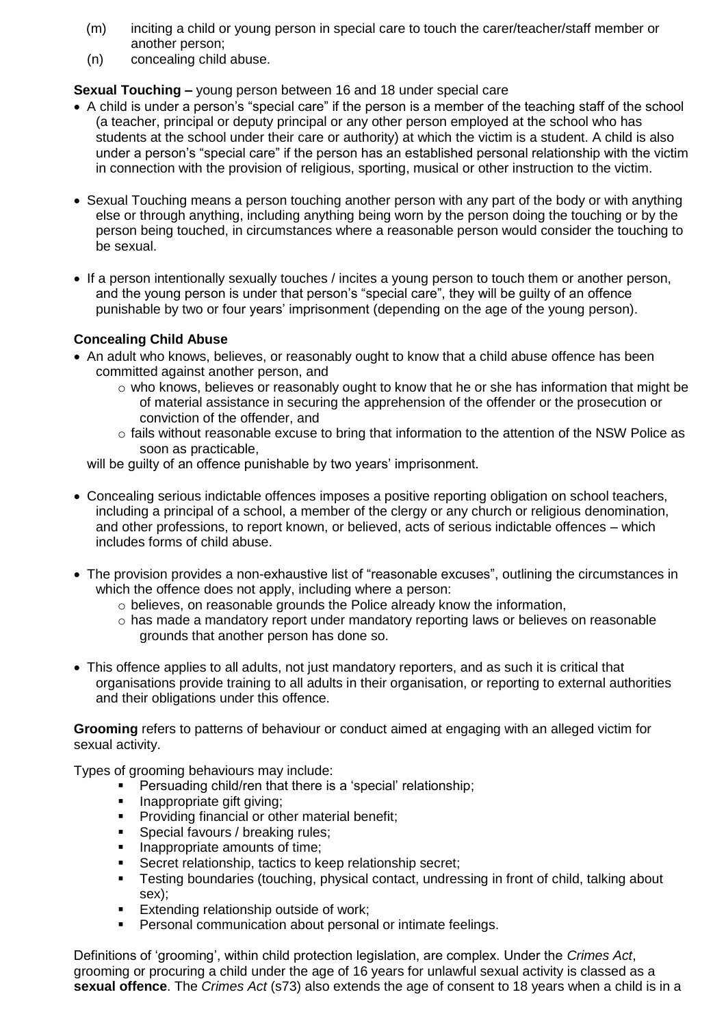(m) inciting a child or young person in special care to touch the carer/teacher/staff member or another person;
(n) concealing child abuse.

**Sexual Touching –** young person between 16 and 18 under special care

- A child is under a person's "special care" if the person is a member of the teaching staff of the school (a teacher, principal or deputy principal or any other person employed at the school who has students at the school under their care or authority) at which the victim is a student. A child is also under a person's "special care" if the person has an established personal relationship with the victim in connection with the provision of religious, sporting, musical or other instruction to the victim.
- Sexual Touching means a person touching another person with any part of the body or with anything else or through anything, including anything being worn by the person doing the touching or by the person being touched, in circumstances where a reasonable person would consider the touching to be sexual.
- If a person intentionally sexually touches / incites a young person to touch them or another person, and the young person is under that person's "special care", they will be guilty of an offence punishable by two or four years' imprisonment (depending on the age of the young person).

**Concealing Child Abuse**

- An adult who knows, believes, or reasonably ought to know that a child abuse offence has been committed against another person, and
    - who knows, believes or reasonably ought to know that he or she has information that might be of material assistance in securing the apprehension of the offender or the prosecution or conviction of the offender, and
    - fails without reasonable excuse to bring that information to the attention of the NSW Police as soon as practicable,

  will be guilty of an offence punishable by two years' imprisonment.
- Concealing serious indictable offences imposes a positive reporting obligation on school teachers, including a principal of a school, a member of the clergy or any church or religious denomination, and other professions, to report known, or believed, acts of serious indictable offences – which includes forms of child abuse.
- The provision provides a non-exhaustive list of "reasonable excuses", outlining the circumstances in which the offence does not apply, including where a person:
    - believes, on reasonable grounds the Police already know the information,
    - has made a mandatory report under mandatory reporting laws or believes on reasonable grounds that another person has done so.
- This offence applies to all adults, not just mandatory reporters, and as such it is critical that organisations provide training to all adults in their organisation, or reporting to external authorities and their obligations under this offence.

**Grooming** refers to patterns of behaviour or conduct aimed at engaging with an alleged victim for sexual activity.

Types of grooming behaviours may include:

- Persuading child/ren that there is a 'special' relationship;
- Inappropriate gift giving;
- Providing financial or other material benefit;
- Special favours / breaking rules;
- Inappropriate amounts of time;
- Secret relationship, tactics to keep relationship secret;
- Testing boundaries (touching, physical contact, undressing in front of child, talking about sex);
- Extending relationship outside of work;
- Personal communication about personal or intimate feelings.

Definitions of 'grooming', within child protection legislation, are complex. Under the *Crimes Act*, grooming or procuring a child under the age of 16 years for unlawful sexual activity is classed as a **sexual offence**. The *Crimes Act* (s73) also extends the age of consent to 18 years when a child is in a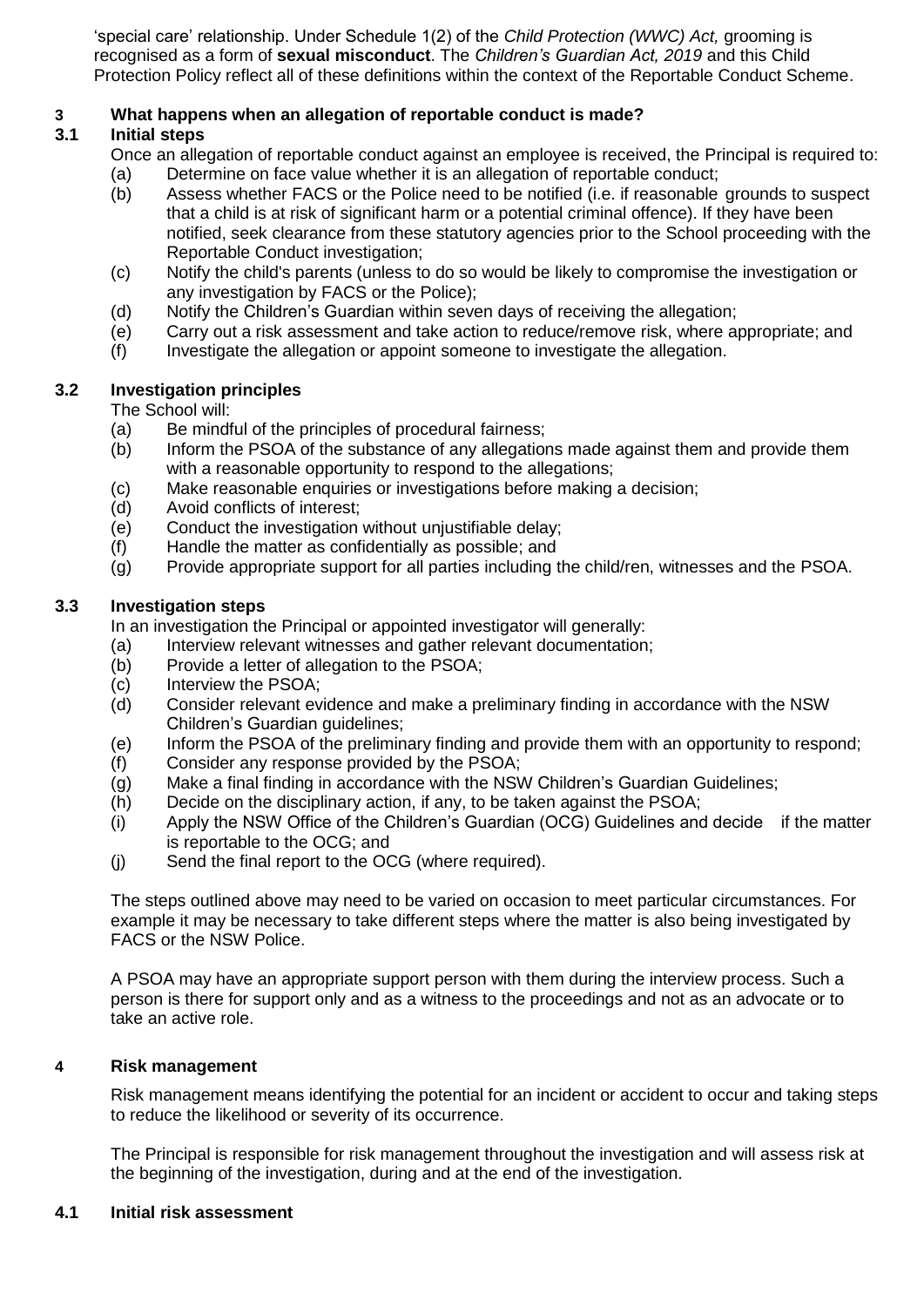'special care' relationship. Under Schedule 1(2) of the *Child Protection (WWC) Act,* grooming is recognised as a form of **sexual misconduct**. The *Children's Guardian Act, 2019* and this Child Protection Policy reflect all of these definitions within the context of the Reportable Conduct Scheme.

## 3 What happens when an allegation of reportable conduct is made?

### 3.1 Initial steps

Once an allegation of reportable conduct against an employee is received, the Principal is required to:

(a) Determine on face value whether it is an allegation of reportable conduct;

(b) Assess whether FACS or the Police need to be notified (i.e. if reasonable grounds to suspect that a child is at risk of significant harm or a potential criminal offence). If they have been notified, seek clearance from these statutory agencies prior to the School proceeding with the Reportable Conduct investigation;

(c) Notify the child's parents (unless to do so would be likely to compromise the investigation or any investigation by FACS or the Police);

(d) Notify the Children's Guardian within seven days of receiving the allegation;

(e) Carry out a risk assessment and take action to reduce/remove risk, where appropriate; and

(f) Investigate the allegation or appoint someone to investigate the allegation.

### 3.2 Investigation principles

The School will:

(a) Be mindful of the principles of procedural fairness;

(b) Inform the PSOA of the substance of any allegations made against them and provide them with a reasonable opportunity to respond to the allegations;

(c) Make reasonable enquiries or investigations before making a decision;

(d) Avoid conflicts of interest;

(e) Conduct the investigation without unjustifiable delay;

(f) Handle the matter as confidentially as possible; and

(g) Provide appropriate support for all parties including the child/ren, witnesses and the PSOA.

### 3.3 Investigation steps

In an investigation the Principal or appointed investigator will generally:

(a) Interview relevant witnesses and gather relevant documentation;

(b) Provide a letter of allegation to the PSOA;

(c) Interview the PSOA;

(d) Consider relevant evidence and make a preliminary finding in accordance with the NSW Children's Guardian guidelines;

(e) Inform the PSOA of the preliminary finding and provide them with an opportunity to respond;

(f) Consider any response provided by the PSOA;

(g) Make a final finding in accordance with the NSW Children's Guardian Guidelines;

(h) Decide on the disciplinary action, if any, to be taken against the PSOA;

(i) Apply the NSW Office of the Children's Guardian (OCG) Guidelines and decide if the matter is reportable to the OCG; and

(j) Send the final report to the OCG (where required).

The steps outlined above may need to be varied on occasion to meet particular circumstances. For example it may be necessary to take different steps where the matter is also being investigated by FACS or the NSW Police.

A PSOA may have an appropriate support person with them during the interview process. Such a person is there for support only and as a witness to the proceedings and not as an advocate or to take an active role.

## 4 Risk management

Risk management means identifying the potential for an incident or accident to occur and taking steps to reduce the likelihood or severity of its occurrence.

The Principal is responsible for risk management throughout the investigation and will assess risk at the beginning of the investigation, during and at the end of the investigation.

### 4.1 Initial risk assessment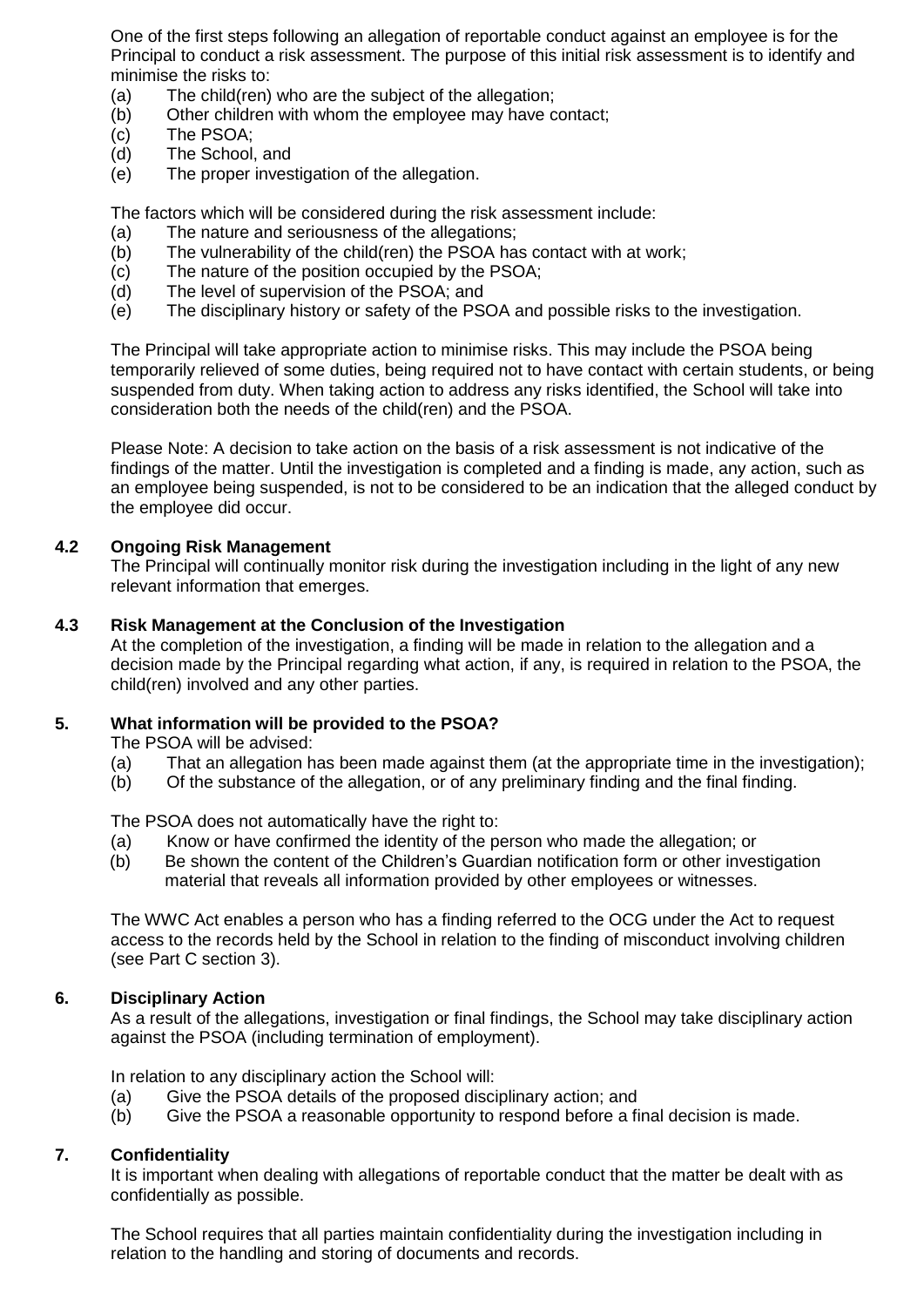One of the first steps following an allegation of reportable conduct against an employee is for the Principal to conduct a risk assessment. The purpose of this initial risk assessment is to identify and minimise the risks to:

(a) The child(ren) who are the subject of the allegation;
(b) Other children with whom the employee may have contact;
(c) The PSOA;
(d) The School, and
(e) The proper investigation of the allegation.

The factors which will be considered during the risk assessment include:

(a) The nature and seriousness of the allegations;
(b) The vulnerability of the child(ren) the PSOA has contact with at work;
(c) The nature of the position occupied by the PSOA;
(d) The level of supervision of the PSOA; and
(e) The disciplinary history or safety of the PSOA and possible risks to the investigation.

The Principal will take appropriate action to minimise risks. This may include the PSOA being temporarily relieved of some duties, being required not to have contact with certain students, or being suspended from duty. When taking action to address any risks identified, the School will take into consideration both the needs of the child(ren) and the PSOA.

Please Note: A decision to take action on the basis of a risk assessment is not indicative of the findings of the matter. Until the investigation is completed and a finding is made, any action, such as an employee being suspended, is not to be considered to be an indication that the alleged conduct by the employee did occur.

### 4.2 Ongoing Risk Management

The Principal will continually monitor risk during the investigation including in the light of any new relevant information that emerges.

### 4.3 Risk Management at the Conclusion of the Investigation

At the completion of the investigation, a finding will be made in relation to the allegation and a decision made by the Principal regarding what action, if any, is required in relation to the PSOA, the child(ren) involved and any other parties.

## 5. What information will be provided to the PSOA?

The PSOA will be advised:

(a) That an allegation has been made against them (at the appropriate time in the investigation);
(b) Of the substance of the allegation, or of any preliminary finding and the final finding.

The PSOA does not automatically have the right to:

(a) Know or have confirmed the identity of the person who made the allegation; or
(b) Be shown the content of the Children's Guardian notification form or other investigation material that reveals all information provided by other employees or witnesses.

The WWC Act enables a person who has a finding referred to the OCG under the Act to request access to the records held by the School in relation to the finding of misconduct involving children (see Part C section 3).

## 6. Disciplinary Action

As a result of the allegations, investigation or final findings, the School may take disciplinary action against the PSOA (including termination of employment).

In relation to any disciplinary action the School will:

(a) Give the PSOA details of the proposed disciplinary action; and
(b) Give the PSOA a reasonable opportunity to respond before a final decision is made.

## 7. Confidentiality

It is important when dealing with allegations of reportable conduct that the matter be dealt with as confidentially as possible.

The School requires that all parties maintain confidentiality during the investigation including in relation to the handling and storing of documents and records.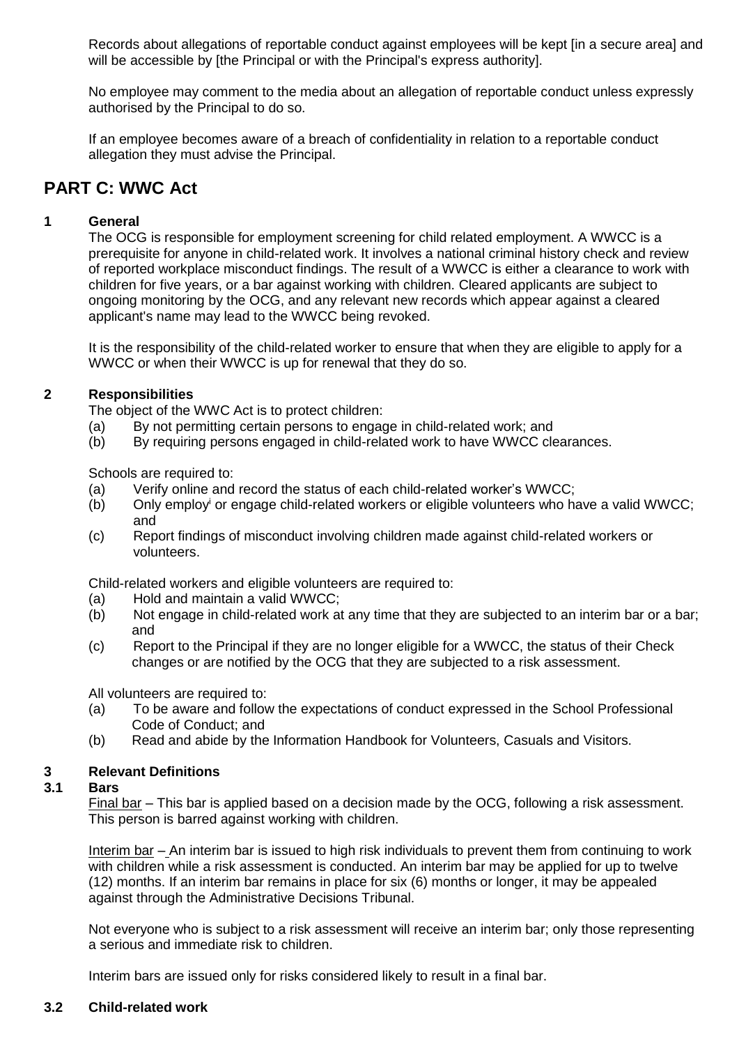Records about allegations of reportable conduct against employees will be kept [in a secure area] and will be accessible by [the Principal or with the Principal's express authority].

No employee may comment to the media about an allegation of reportable conduct unless expressly authorised by the Principal to do so.

If an employee becomes aware of a breach of confidentiality in relation to a reportable conduct allegation they must advise the Principal.

## PART C: WWC Act

### 1 General

The OCG is responsible for employment screening for child related employment. A WWCC is a prerequisite for anyone in child-related work. It involves a national criminal history check and review of reported workplace misconduct findings. The result of a WWCC is either a clearance to work with children for five years, or a bar against working with children. Cleared applicants are subject to ongoing monitoring by the OCG, and any relevant new records which appear against a cleared applicant's name may lead to the WWCC being revoked.

It is the responsibility of the child-related worker to ensure that when they are eligible to apply for a WWCC or when their WWCC is up for renewal that they do so.

### 2 Responsibilities

The object of the WWC Act is to protect children:

(a) By not permitting certain persons to engage in child-related work; and
(b) By requiring persons engaged in child-related work to have WWCC clearances.

Schools are required to:

(a) Verify online and record the status of each child-related worker's WWCC;
(b) Only employ[i] or engage child-related workers or eligible volunteers who have a valid WWCC; and
(c) Report findings of misconduct involving children made against child-related workers or volunteers.

Child-related workers and eligible volunteers are required to:

(a) Hold and maintain a valid WWCC;
(b) Not engage in child-related work at any time that they are subjected to an interim bar or a bar; and
(c) Report to the Principal if they are no longer eligible for a WWCC, the status of their Check changes or are notified by the OCG that they are subjected to a risk assessment.

All volunteers are required to:

(a) To be aware and follow the expectations of conduct expressed in the School Professional Code of Conduct; and
(b) Read and abide by the Information Handbook for Volunteers, Casuals and Visitors.

### 3 Relevant Definitions

#### 3.1 Bars

Final bar – This bar is applied based on a decision made by the OCG, following a risk assessment. This person is barred against working with children.

Interim bar – An interim bar is issued to high risk individuals to prevent them from continuing to work with children while a risk assessment is conducted. An interim bar may be applied for up to twelve (12) months. If an interim bar remains in place for six (6) months or longer, it may be appealed against through the Administrative Decisions Tribunal.

Not everyone who is subject to a risk assessment will receive an interim bar; only those representing a serious and immediate risk to children.

Interim bars are issued only for risks considered likely to result in a final bar.

#### 3.2 Child-related work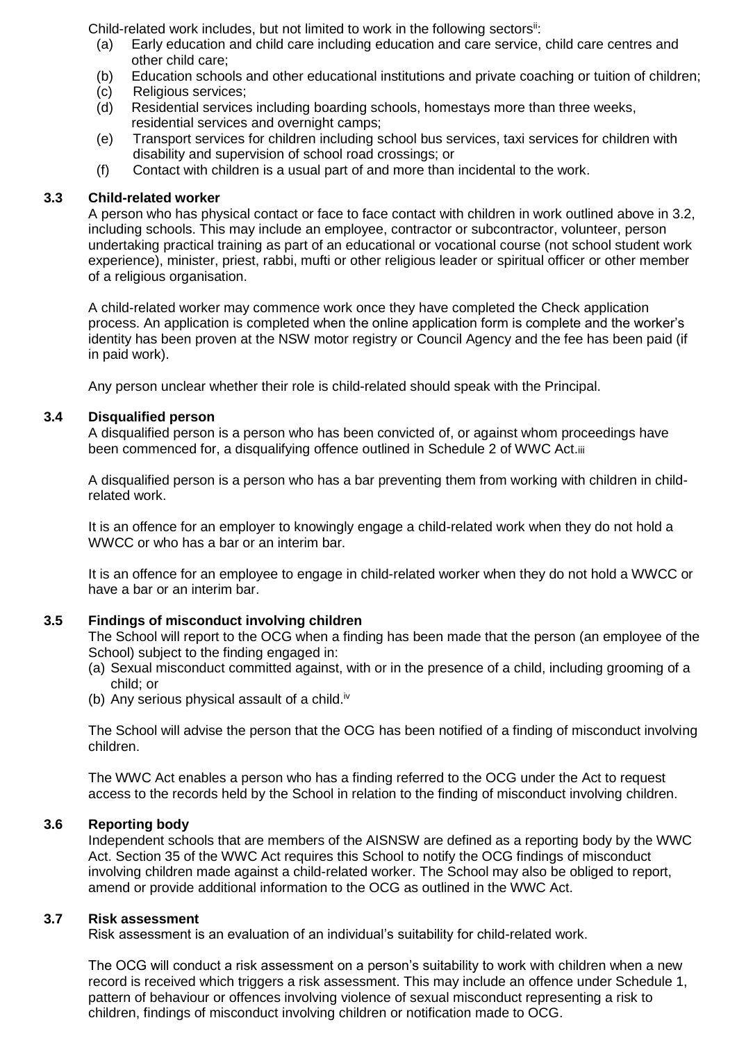Child-related work includes, but not limited to work in the following sectors[ii]:

(a) Early education and child care including education and care service, child care centres and other child care;
(b) Education schools and other educational institutions and private coaching or tuition of children;
(c) Religious services;
(d) Residential services including boarding schools, homestays more than three weeks, residential services and overnight camps;
(e) Transport services for children including school bus services, taxi services for children with disability and supervision of school road crossings; or
(f) Contact with children is a usual part of and more than incidental to the work.

### 3.3 Child-related worker

A person who has physical contact or face to face contact with children in work outlined above in 3.2, including schools. This may include an employee, contractor or subcontractor, volunteer, person undertaking practical training as part of an educational or vocational course (not school student work experience), minister, priest, rabbi, mufti or other religious leader or spiritual officer or other member of a religious organisation.

A child-related worker may commence work once they have completed the Check application process. An application is completed when the online application form is complete and the worker's identity has been proven at the NSW motor registry or Council Agency and the fee has been paid (if in paid work).

Any person unclear whether their role is child-related should speak with the Principal.

### 3.4 Disqualified person

A disqualified person is a person who has been convicted of, or against whom proceedings have been commenced for, a disqualifying offence outlined in Schedule 2 of WWC Act.[iii]

A disqualified person is a person who has a bar preventing them from working with children in child-related work.

It is an offence for an employer to knowingly engage a child-related work when they do not hold a WWCC or who has a bar or an interim bar.

It is an offence for an employee to engage in child-related worker when they do not hold a WWCC or have a bar or an interim bar.

### 3.5 Findings of misconduct involving children

The School will report to the OCG when a finding has been made that the person (an employee of the School) subject to the finding engaged in:

(a) Sexual misconduct committed against, with or in the presence of a child, including grooming of a child; or
(b) Any serious physical assault of a child.[iv]

The School will advise the person that the OCG has been notified of a finding of misconduct involving children.

The WWC Act enables a person who has a finding referred to the OCG under the Act to request access to the records held by the School in relation to the finding of misconduct involving children.

### 3.6 Reporting body

Independent schools that are members of the AISNSW are defined as a reporting body by the WWC Act. Section 35 of the WWC Act requires this School to notify the OCG findings of misconduct involving children made against a child-related worker. The School may also be obliged to report, amend or provide additional information to the OCG as outlined in the WWC Act.

### 3.7 Risk assessment

Risk assessment is an evaluation of an individual's suitability for child-related work.

The OCG will conduct a risk assessment on a person's suitability to work with children when a new record is received which triggers a risk assessment. This may include an offence under Schedule 1, pattern of behaviour or offences involving violence of sexual misconduct representing a risk to children, findings of misconduct involving children or notification made to OCG.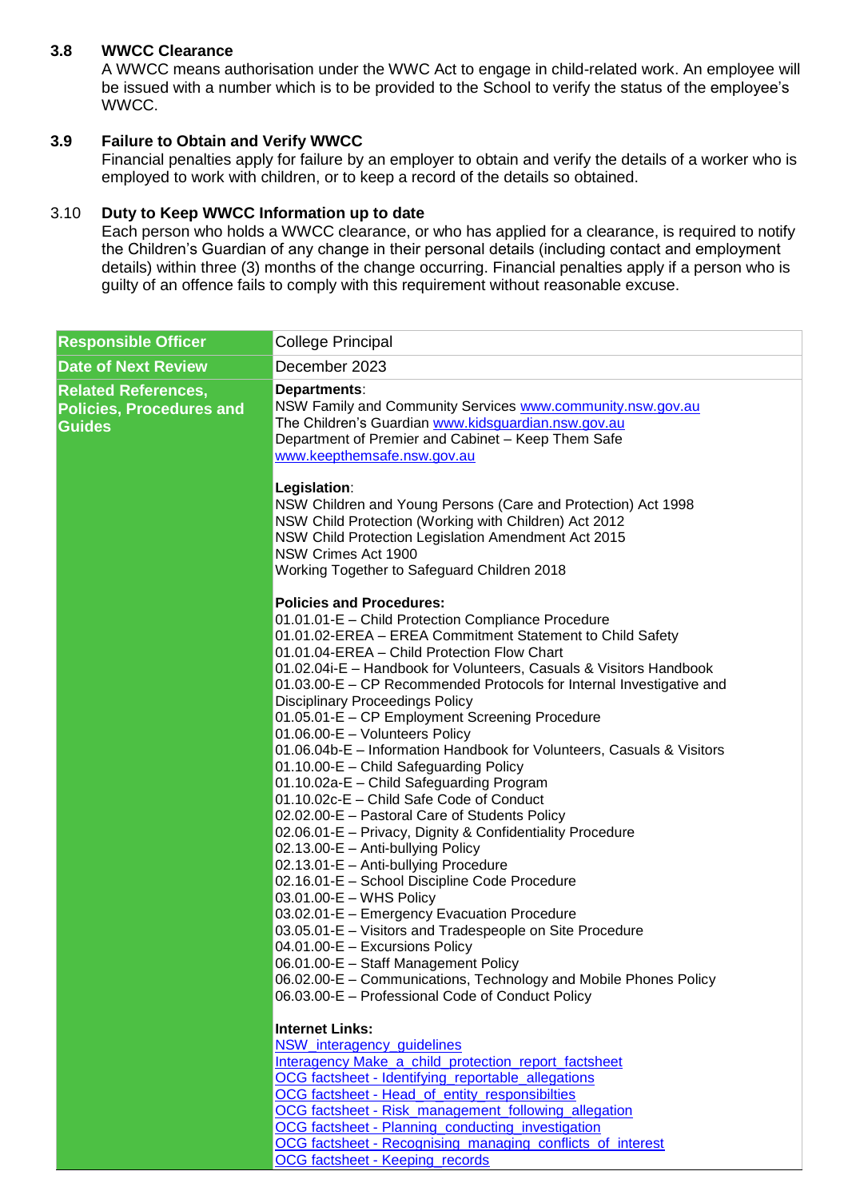### 3.8 WWCC Clearance

A WWCC means authorisation under the WWC Act to engage in child-related work. An employee will be issued with a number which is to be provided to the School to verify the status of the employee's WWCC.

### 3.9 Failure to Obtain and Verify WWCC

Financial penalties apply for failure by an employer to obtain and verify the details of a worker who is employed to work with children, or to keep a record of the details so obtained.

### 3.10 Duty to Keep WWCC Information up to date

Each person who holds a WWCC clearance, or who has applied for a clearance, is required to notify the Children's Guardian of any change in their personal details (including contact and employment details) within three (3) months of the change occurring. Financial penalties apply if a person who is guilty of an offence fails to comply with this requirement without reasonable excuse.

| | |
|---|---|
| **Responsible Officer** | College Principal |
| **Date of Next Review** | December 2023 |
| **Related References, Policies, Procedures and Guides** | **Departments**:<br>NSW Family and Community Services www.community.nsw.gov.au<br>The Children's Guardian www.kidsguardian.nsw.gov.au<br>Department of Premier and Cabinet – Keep Them Safe<br>www.keepthemsafe.nsw.gov.au<br><br>**Legislation**:<br>NSW Children and Young Persons (Care and Protection) Act 1998<br>NSW Child Protection (Working with Children) Act 2012<br>NSW Child Protection Legislation Amendment Act 2015<br>NSW Crimes Act 1900<br>Working Together to Safeguard Children 2018<br><br>**Policies and Procedures:**<br>01.01.01-E – Child Protection Compliance Procedure<br>01.01.02-EREA – EREA Commitment Statement to Child Safety<br>01.01.04-EREA – Child Protection Flow Chart<br>01.02.04i-E – Handbook for Volunteers, Casuals & Visitors Handbook<br>01.03.00-E – CP Recommended Protocols for Internal Investigative and Disciplinary Proceedings Policy<br>01.05.01-E – CP Employment Screening Procedure<br>01.06.00-E – Volunteers Policy<br>01.06.04b-E – Information Handbook for Volunteers, Casuals & Visitors<br>01.10.00-E – Child Safeguarding Policy<br>01.10.02a-E – Child Safeguarding Program<br>01.10.02c-E – Child Safe Code of Conduct<br>02.02.00-E – Pastoral Care of Students Policy<br>02.06.01-E – Privacy, Dignity & Confidentiality Procedure<br>02.13.00-E – Anti-bullying Policy<br>02.13.01-E – Anti-bullying Procedure<br>02.16.01-E – School Discipline Code Procedure<br>03.01.00-E – WHS Policy<br>03.02.01-E – Emergency Evacuation Procedure<br>03.05.01-E – Visitors and Tradespeople on Site Procedure<br>04.01.00-E – Excursions Policy<br>06.01.00-E – Staff Management Policy<br>06.02.00-E – Communications, Technology and Mobile Phones Policy<br>06.03.00-E – Professional Code of Conduct Policy<br><br>**Internet Links:**<br>NSW_interagency_guidelines<br>Interagency Make_a_child_protection_report_factsheet<br>OCG factsheet - Identifying_reportable_allegations<br>OCG factsheet - Head_of_entity_responsibilties<br>OCG factsheet - Risk_management_following_allegation<br>OCG factsheet - Planning_conducting_investigation<br>OCG factsheet - Recognising_managing_conflicts_of_interest<br>OCG factsheet - Keeping_records |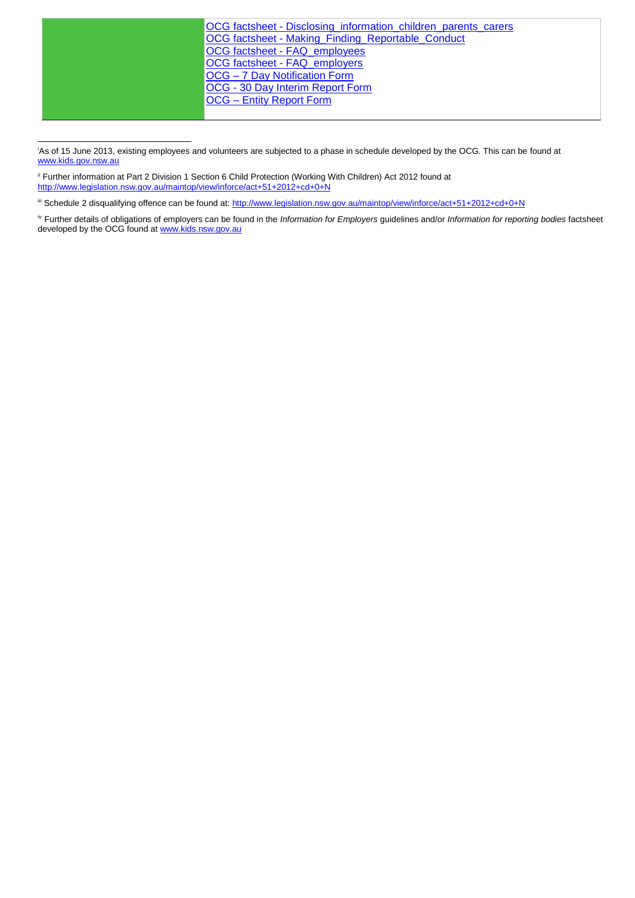| | |
|---|---|
| | OCG factsheet - Disclosing_information_children_parents_carers<br>OCG factsheet - Making_Finding_Reportable_Conduct<br>OCG factsheet - FAQ_employees<br>OCG factsheet - FAQ_employers<br>OCG – 7 Day Notification Form<br>OCG - 30 Day Interim Report Form<br>OCG – Entity Report Form |

---

[i] As of 15 June 2013, existing employees and volunteers are subjected to a phase in schedule developed by the OCG. This can be found at www.kids.gov.nsw.au

[ii] Further information at Part 2 Division 1 Section 6 Child Protection (Working With Children) Act 2012 found at http://www.legislation.nsw.gov.au/maintop/view/inforce/act+51+2012+cd+0+N

[iii] Schedule 2 disqualifying offence can be found at: http://www.legislation.nsw.gov.au/maintop/view/inforce/act+51+2012+cd+0+N

[iv] Further details of obligations of employers can be found in the *Information for Employers* guidelines and/or *Information for reporting bodies* factsheet developed by the OCG found at www.kids.nsw.gov.au